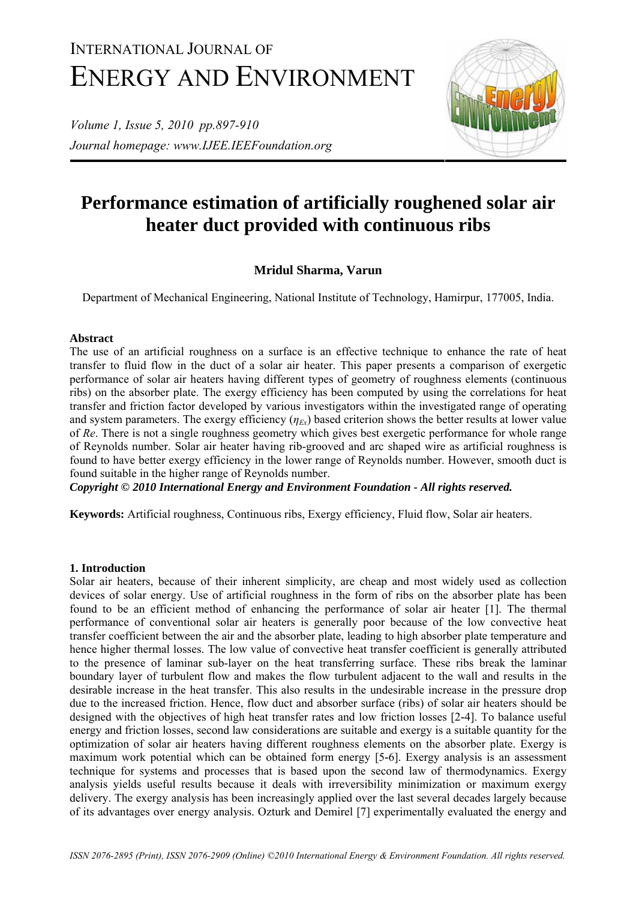# Performance estimation of artificially roughened solar air heater duct provided with continuous ribs

**Mridul Sharma, Varun**

Department of Mechanical Engineering, National Institute of Technology, Hamirpur, 177005, India.

### Abstract

The use of an artificial roughness on a surface is an effective technique to enhance the rate of heat transfer to fluid flow in the duct of a solar air heater. This paper presents a comparison of exergetic performance of solar air heaters having different types of geometry of roughness elements (continuous ribs) on the absorber plate. The exergy efficiency has been computed by using the correlations for heat transfer and friction factor developed by various investigators within the investigated range of operating and system parameters. The exergy efficiency ($\eta_{Ex}$) based criterion shows the better results at lower value of *Re*. There is not a single roughness geometry which gives best exergetic performance for whole range of Reynolds number. Solar air heater having rib-grooved and arc shaped wire as artificial roughness is found to have better exergy efficiency in the lower range of Reynolds number. However, smooth duct is found suitable in the higher range of Reynolds number.

***Copyright © 2010 International Energy and Environment Foundation - All rights reserved.***

**Keywords:** Artificial roughness, Continuous ribs, Exergy efficiency, Fluid flow, Solar air heaters.

### 1. Introduction

Solar air heaters, because of their inherent simplicity, are cheap and most widely used as collection devices of solar energy. Use of artificial roughness in the form of ribs on the absorber plate has been found to be an efficient method of enhancing the performance of solar air heater [1]. The thermal performance of conventional solar air heaters is generally poor because of the low convective heat transfer coefficient between the air and the absorber plate, leading to high absorber plate temperature and hence higher thermal losses. The low value of convective heat transfer coefficient is generally attributed to the presence of laminar sub-layer on the heat transferring surface. These ribs break the laminar boundary layer of turbulent flow and makes the flow turbulent adjacent to the wall and results in the desirable increase in the heat transfer. This also results in the undesirable increase in the pressure drop due to the increased friction. Hence, flow duct and absorber surface (ribs) of solar air heaters should be designed with the objectives of high heat transfer rates and low friction losses [2-4]. To balance useful energy and friction losses, second law considerations are suitable and exergy is a suitable quantity for the optimization of solar air heaters having different roughness elements on the absorber plate. Exergy is maximum work potential which can be obtained form energy [5-6]. Exergy analysis is an assessment technique for systems and processes that is based upon the second law of thermodynamics. Exergy analysis yields useful results because it deals with irreversibility minimization or maximum exergy delivery. The exergy analysis has been increasingly applied over the last several decades largely because of its advantages over energy analysis. Ozturk and Demirel [7] experimentally evaluated the energy and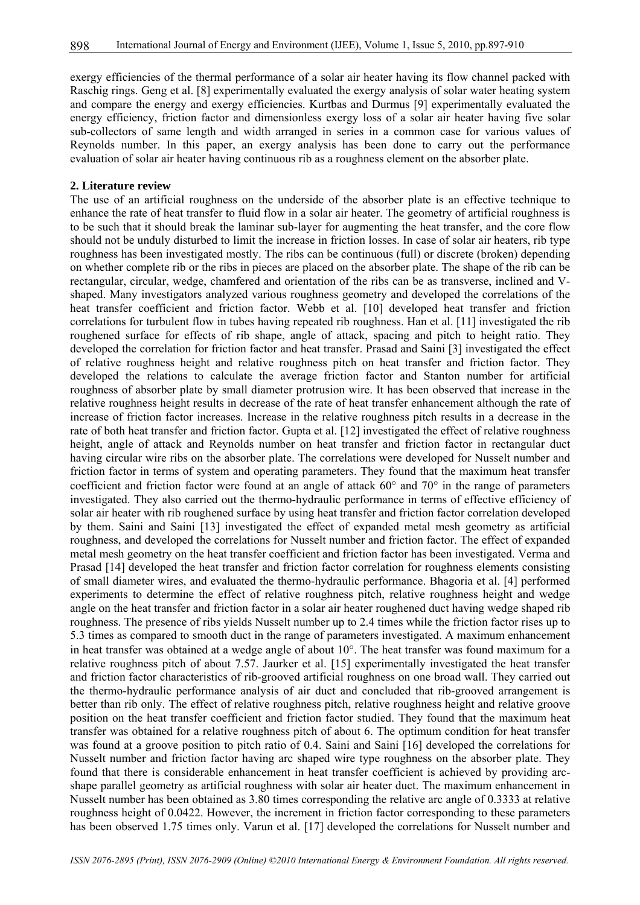exergy efficiencies of the thermal performance of a solar air heater having its flow channel packed with Raschig rings. Geng et al. [8] experimentally evaluated the exergy analysis of solar water heating system and compare the energy and exergy efficiencies. Kurtbas and Durmus [9] experimentally evaluated the energy efficiency, friction factor and dimensionless exergy loss of a solar air heater having five solar sub-collectors of same length and width arranged in series in a common case for various values of Reynolds number. In this paper, an exergy analysis has been done to carry out the performance evaluation of solar air heater having continuous rib as a roughness element on the absorber plate.

## 2. Literature review

The use of an artificial roughness on the underside of the absorber plate is an effective technique to enhance the rate of heat transfer to fluid flow in a solar air heater. The geometry of artificial roughness is to be such that it should break the laminar sub-layer for augmenting the heat transfer, and the core flow should not be unduly disturbed to limit the increase in friction losses. In case of solar air heaters, rib type roughness has been investigated mostly. The ribs can be continuous (full) or discrete (broken) depending on whether complete rib or the ribs in pieces are placed on the absorber plate. The shape of the rib can be rectangular, circular, wedge, chamfered and orientation of the ribs can be as transverse, inclined and V-shaped. Many investigators analyzed various roughness geometry and developed the correlations of the heat transfer coefficient and friction factor. Webb et al. [10] developed heat transfer and friction correlations for turbulent flow in tubes having repeated rib roughness. Han et al. [11] investigated the rib roughened surface for effects of rib shape, angle of attack, spacing and pitch to height ratio. They developed the correlation for friction factor and heat transfer. Prasad and Saini [3] investigated the effect of relative roughness height and relative roughness pitch on heat transfer and friction factor. They developed the relations to calculate the average friction factor and Stanton number for artificial roughness of absorber plate by small diameter protrusion wire. It has been observed that increase in the relative roughness height results in decrease of the rate of heat transfer enhancement although the rate of increase of friction factor increases. Increase in the relative roughness pitch results in a decrease in the rate of both heat transfer and friction factor. Gupta et al. [12] investigated the effect of relative roughness height, angle of attack and Reynolds number on heat transfer and friction factor in rectangular duct having circular wire ribs on the absorber plate. The correlations were developed for Nusselt number and friction factor in terms of system and operating parameters. They found that the maximum heat transfer coefficient and friction factor were found at an angle of attack 60° and 70° in the range of parameters investigated. They also carried out the thermo-hydraulic performance in terms of effective efficiency of solar air heater with rib roughened surface by using heat transfer and friction factor correlation developed by them. Saini and Saini [13] investigated the effect of expanded metal mesh geometry as artificial roughness, and developed the correlations for Nusselt number and friction factor. The effect of expanded metal mesh geometry on the heat transfer coefficient and friction factor has been investigated. Verma and Prasad [14] developed the heat transfer and friction factor correlation for roughness elements consisting of small diameter wires, and evaluated the thermo-hydraulic performance. Bhagoria et al. [4] performed experiments to determine the effect of relative roughness pitch, relative roughness height and wedge angle on the heat transfer and friction factor in a solar air heater roughened duct having wedge shaped rib roughness. The presence of ribs yields Nusselt number up to 2.4 times while the friction factor rises up to 5.3 times as compared to smooth duct in the range of parameters investigated. A maximum enhancement in heat transfer was obtained at a wedge angle of about 10°. The heat transfer was found maximum for a relative roughness pitch of about 7.57. Jaurker et al. [15] experimentally investigated the heat transfer and friction factor characteristics of rib-grooved artificial roughness on one broad wall. They carried out the thermo-hydraulic performance analysis of air duct and concluded that rib-grooved arrangement is better than rib only. The effect of relative roughness pitch, relative roughness height and relative groove position on the heat transfer coefficient and friction factor studied. They found that the maximum heat transfer was obtained for a relative roughness pitch of about 6. The optimum condition for heat transfer was found at a groove position to pitch ratio of 0.4. Saini and Saini [16] developed the correlations for Nusselt number and friction factor having arc shaped wire type roughness on the absorber plate. They found that there is considerable enhancement in heat transfer coefficient is achieved by providing arc-shape parallel geometry as artificial roughness with solar air heater duct. The maximum enhancement in Nusselt number has been obtained as 3.80 times corresponding the relative arc angle of 0.3333 at relative roughness height of 0.0422. However, the increment in friction factor corresponding to these parameters has been observed 1.75 times only. Varun et al. [17] developed the correlations for Nusselt number and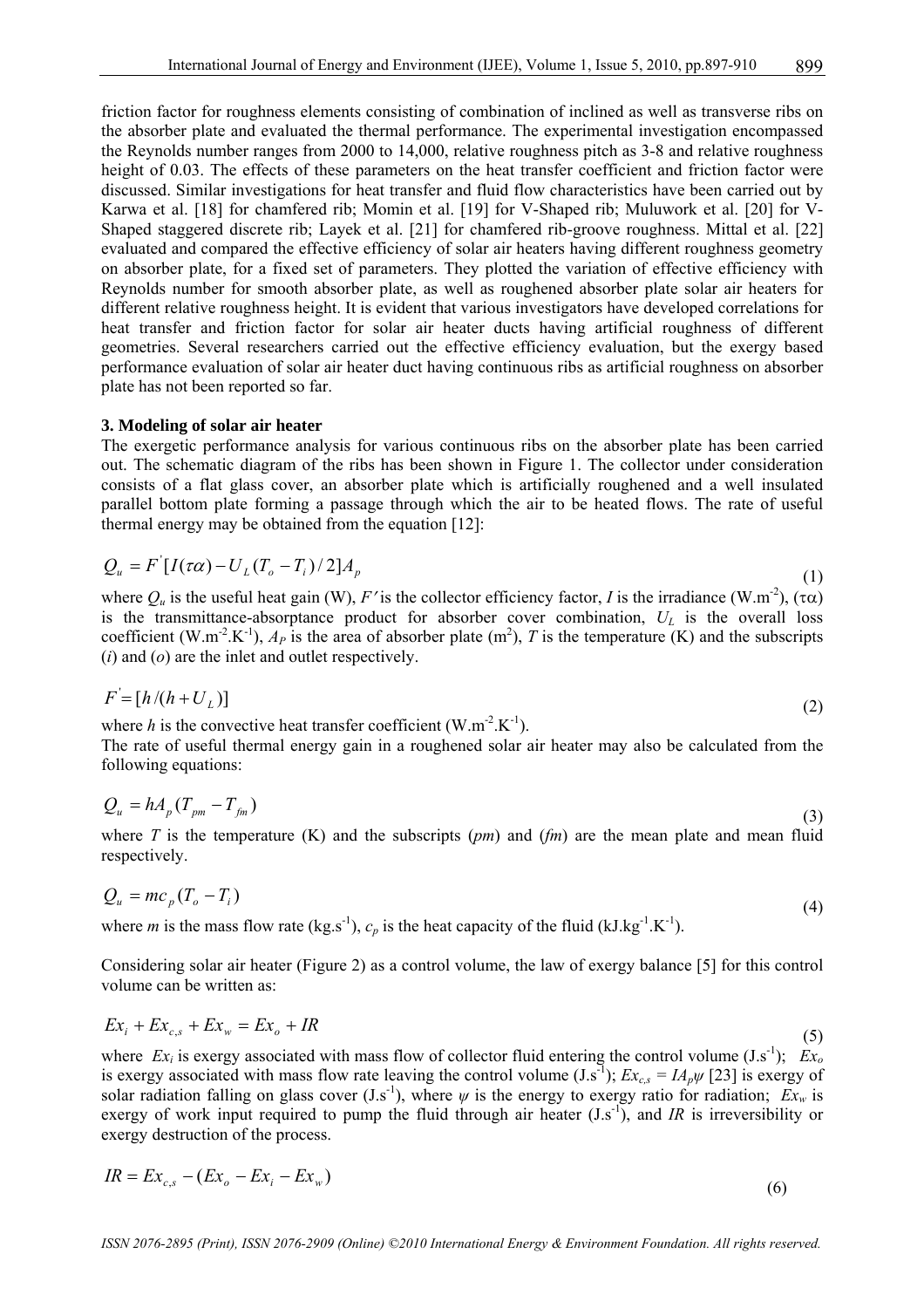friction factor for roughness elements consisting of combination of inclined as well as transverse ribs on the absorber plate and evaluated the thermal performance. The experimental investigation encompassed the Reynolds number ranges from 2000 to 14,000, relative roughness pitch as 3-8 and relative roughness height of 0.03. The effects of these parameters on the heat transfer coefficient and friction factor were discussed. Similar investigations for heat transfer and fluid flow characteristics have been carried out by Karwa et al. [18] for chamfered rib; Momin et al. [19] for V-Shaped rib; Muluwork et al. [20] for V-Shaped staggered discrete rib; Layek et al. [21] for chamfered rib-groove roughness. Mittal et al. [22] evaluated and compared the effective efficiency of solar air heaters having different roughness geometry on absorber plate, for a fixed set of parameters. They plotted the variation of effective efficiency with Reynolds number for smooth absorber plate, as well as roughened absorber plate solar air heaters for different relative roughness height. It is evident that various investigators have developed correlations for heat transfer and friction factor for solar air heater ducts having artificial roughness of different geometries. Several researchers carried out the effective efficiency evaluation, but the exergy based performance evaluation of solar air heater duct having continuous ribs as artificial roughness on absorber plate has not been reported so far.

### 3. Modeling of solar air heater

The exergetic performance analysis for various continuous ribs on the absorber plate has been carried out. The schematic diagram of the ribs has been shown in Figure 1. The collector under consideration consists of a flat glass cover, an absorber plate which is artificially roughened and a well insulated parallel bottom plate forming a passage through which the air to be heated flows. The rate of useful thermal energy may be obtained from the equation [12]:

$$Q_u = F^{'}[I(\tau\alpha) - U_L(T_o - T_i)/2]A_p \tag{1}$$

where $Q_u$ is the useful heat gain (W), $F'$ is the collector efficiency factor, $I$ is the irradiance (W.m$^{-2}$), $(\tau\alpha)$ is the transmittance-absorptance product for absorber cover combination, $U_L$ is the overall loss coefficient (W.m$^{-2}$.K$^{-1}$), $A_P$ is the area of absorber plate (m$^2$), $T$ is the temperature (K) and the subscripts ($i$) and ($o$) are the inlet and outlet respectively.

$$F^{'} = [h/(h + U_L)] \tag{2}$$

where $h$ is the convective heat transfer coefficient (W.m$^{-2}$.K$^{-1}$).
The rate of useful thermal energy gain in a roughened solar air heater may also be calculated from the following equations:

$$Q_u = hA_p(T_{pm} - T_{fm}) \tag{3}$$

where $T$ is the temperature (K) and the subscripts ($pm$) and ($fm$) are the mean plate and mean fluid respectively.

$$Q_u = mc_p(T_o - T_i) \tag{4}$$

where $m$ is the mass flow rate (kg.s$^{-1}$), $c_p$ is the heat capacity of the fluid (kJ.kg$^{-1}$.K$^{-1}$).

Considering solar air heater (Figure 2) as a control volume, the law of exergy balance [5] for this control volume can be written as:

$$Ex_i + Ex_{c,s} + Ex_w = Ex_o + IR \tag{5}$$

where $Ex_i$ is exergy associated with mass flow of collector fluid entering the control volume (J.s$^{-1}$); $Ex_o$ is exergy associated with mass flow rate leaving the control volume (J.s$^{-1}$); $Ex_{c,s} = IA_p\psi$ [23] is exergy of solar radiation falling on glass cover (J.s$^{-1}$), where $\psi$ is the energy to exergy ratio for radiation; $Ex_w$ is exergy of work input required to pump the fluid through air heater (J.s$^{-1}$), and $IR$ is irreversibility or exergy destruction of the process.

$$IR = Ex_{c,s} - (Ex_o - Ex_i - Ex_w) \tag{6}$$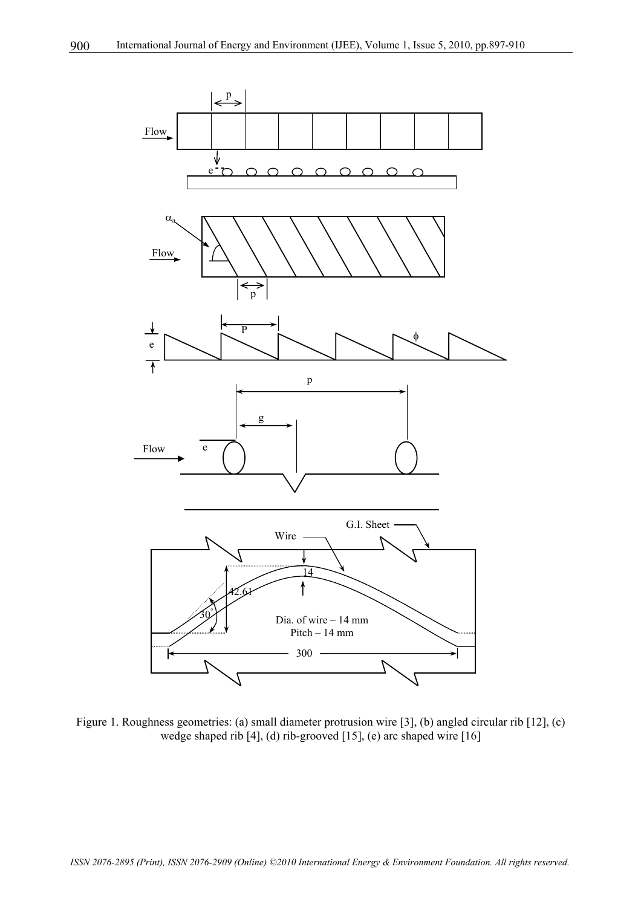Figure 1. Roughness geometries: (a) small diameter protrusion wire [3], (b) angled circular rib [12], (c) wedge shaped rib [4], (d) rib-grooved [15], (e) arc shaped wire [16]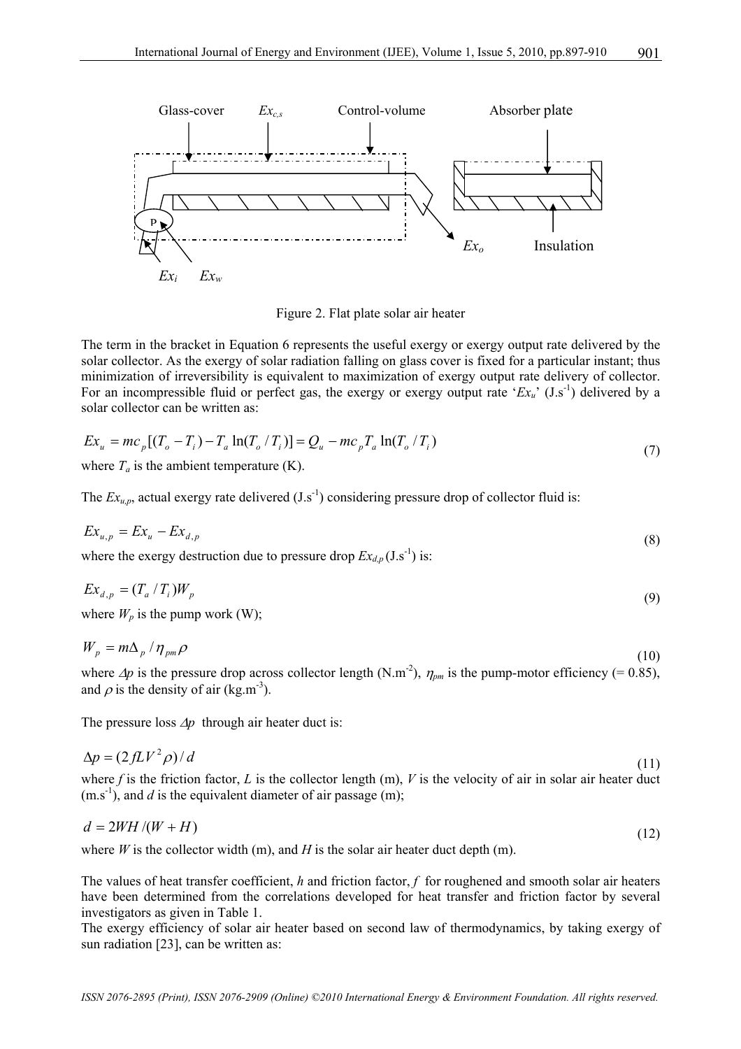Figure 2. Flat plate solar air heater

The term in the bracket in Equation 6 represents the useful exergy or exergy output rate delivered by the solar collector. As the exergy of solar radiation falling on glass cover is fixed for a particular instant; thus minimization of irreversibility is equivalent to maximization of exergy output rate delivery of collector. For an incompressible fluid or perfect gas, the exergy or exergy output rate '$Ex_u$' (J.s$^{-1}$) delivered by a solar collector can be written as:

$$Ex_u = mc_p[(T_o - T_i) - T_a \ln(T_o / T_i)] = Q_u - mc_p T_a \ln(T_o / T_i) \tag{7}$$

where $T_a$ is the ambient temperature (K).

The $Ex_{u,p}$, actual exergy rate delivered (J.s$^{-1}$) considering pressure drop of collector fluid is:

$$Ex_{u,p} = Ex_u - Ex_{d,p} \tag{8}$$

where the exergy destruction due to pressure drop $Ex_{d,p}$ (J.s$^{-1}$) is:

$$Ex_{d,p} = (T_a / T_i) W_p \tag{9}$$

where $W_p$ is the pump work (W);

$$W_p = m\Delta_p / \eta_{pm} \rho \tag{10}$$

where $\Delta p$ is the pressure drop across collector length (N.m$^{-2}$), $\eta_{pm}$ is the pump-motor efficiency (= 0.85), and $\rho$ is the density of air (kg.m$^{-3}$).

The pressure loss $\Delta p$ through air heater duct is:

$$\Delta p = (2 fLV^2 \rho) / d \tag{11}$$

where $f$ is the friction factor, $L$ is the collector length (m), $V$ is the velocity of air in solar air heater duct (m.s$^{-1}$), and $d$ is the equivalent diameter of air passage (m);

$$d = 2WH / (W + H) \tag{12}$$

where $W$ is the collector width (m), and $H$ is the solar air heater duct depth (m).

The values of heat transfer coefficient, $h$ and friction factor, $f$ for roughened and smooth solar air heaters have been determined from the correlations developed for heat transfer and friction factor by several investigators as given in Table 1.

The exergy efficiency of solar air heater based on second law of thermodynamics, by taking exergy of sun radiation [23], can be written as: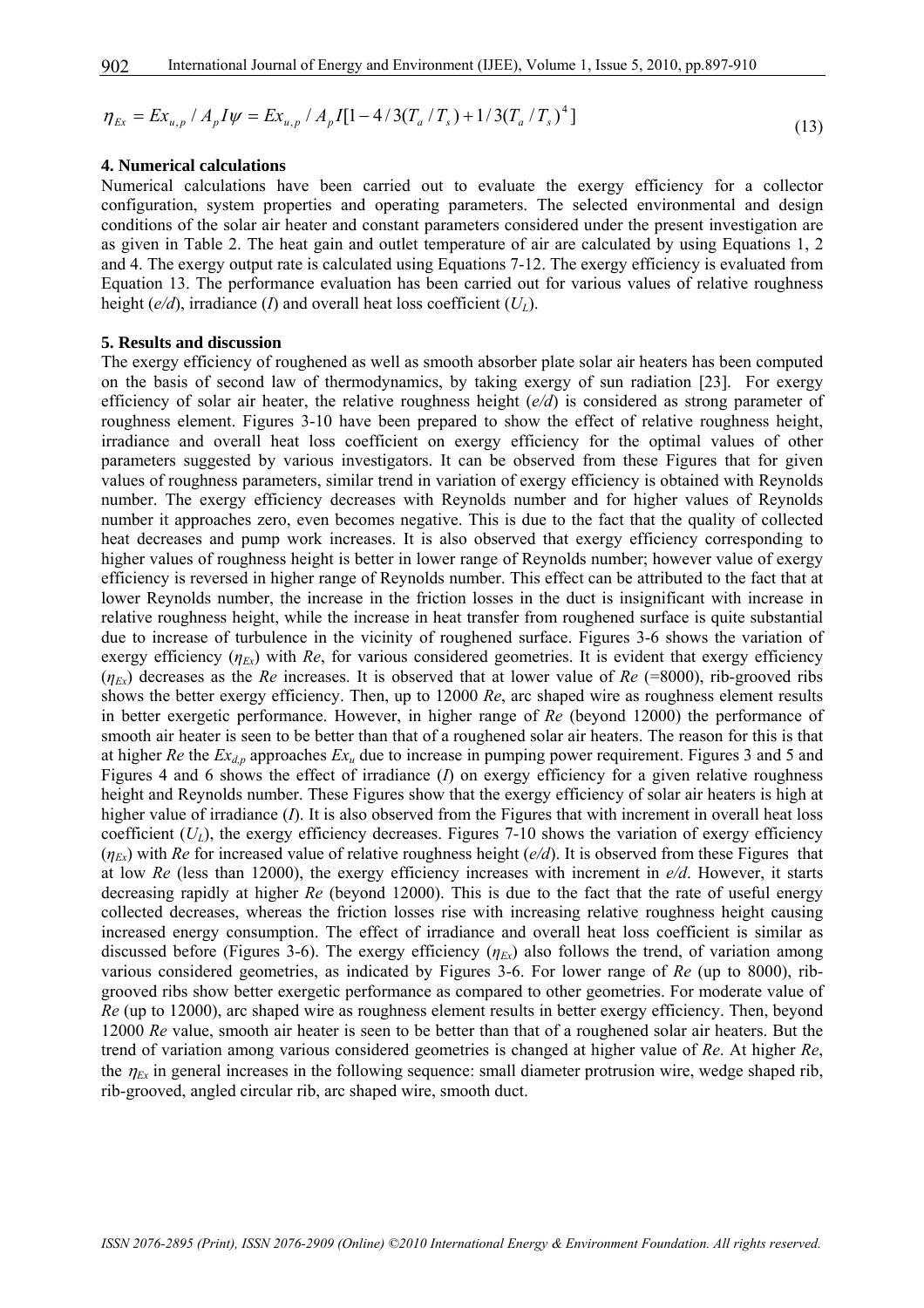$$\eta_{Ex} = Ex_{u,p} / A_p I \psi = Ex_{u,p} / A_p I [1 - 4/3(T_a / T_s) + 1/3(T_a / T_s)^4] \tag{13}$$

## 4. Numerical calculations

Numerical calculations have been carried out to evaluate the exergy efficiency for a collector configuration, system properties and operating parameters. The selected environmental and design conditions of the solar air heater and constant parameters considered under the present investigation are as given in Table 2. The heat gain and outlet temperature of air are calculated by using Equations 1, 2 and 4. The exergy output rate is calculated using Equations 7-12. The exergy efficiency is evaluated from Equation 13. The performance evaluation has been carried out for various values of relative roughness height (*e/d*), irradiance (*I*) and overall heat loss coefficient ($U_L$).

## 5. Results and discussion

The exergy efficiency of roughened as well as smooth absorber plate solar air heaters has been computed on the basis of second law of thermodynamics, by taking exergy of sun radiation [23]. For exergy efficiency of solar air heater, the relative roughness height (*e/d*) is considered as strong parameter of roughness element. Figures 3-10 have been prepared to show the effect of relative roughness height, irradiance and overall heat loss coefficient on exergy efficiency for the optimal values of other parameters suggested by various investigators. It can be observed from these Figures that for given values of roughness parameters, similar trend in variation of exergy efficiency is obtained with Reynolds number. The exergy efficiency decreases with Reynolds number and for higher values of Reynolds number it approaches zero, even becomes negative. This is due to the fact that the quality of collected heat decreases and pump work increases. It is also observed that exergy efficiency corresponding to higher values of roughness height is better in lower range of Reynolds number; however value of exergy efficiency is reversed in higher range of Reynolds number. This effect can be attributed to the fact that at lower Reynolds number, the increase in the friction losses in the duct is insignificant with increase in relative roughness height, while the increase in heat transfer from roughened surface is quite substantial due to increase of turbulence in the vicinity of roughened surface. Figures 3-6 shows the variation of exergy efficiency ($\eta_{Ex}$) with *Re*, for various considered geometries. It is evident that exergy efficiency ($\eta_{Ex}$) decreases as the *Re* increases. It is observed that at lower value of *Re* (=8000), rib-grooved ribs shows the better exergy efficiency. Then, up to 12000 *Re*, arc shaped wire as roughness element results in better exergetic performance. However, in higher range of *Re* (beyond 12000) the performance of smooth air heater is seen to be better than that of a roughened solar air heaters. The reason for this is that at higher *Re* the $Ex_{d,p}$ approaches $Ex_u$ due to increase in pumping power requirement. Figures 3 and 5 and Figures 4 and 6 shows the effect of irradiance (*I*) on exergy efficiency for a given relative roughness height and Reynolds number. These Figures show that the exergy efficiency of solar air heaters is high at higher value of irradiance (*I*). It is also observed from the Figures that with increment in overall heat loss coefficient ($U_L$), the exergy efficiency decreases. Figures 7-10 shows the variation of exergy efficiency ($\eta_{Ex}$) with *Re* for increased value of relative roughness height (*e/d*). It is observed from these Figures that at low *Re* (less than 12000), the exergy efficiency increases with increment in *e/d*. However, it starts decreasing rapidly at higher *Re* (beyond 12000). This is due to the fact that the rate of useful energy collected decreases, whereas the friction losses rise with increasing relative roughness height causing increased energy consumption. The effect of irradiance and overall heat loss coefficient is similar as discussed before (Figures 3-6). The exergy efficiency ($\eta_{Ex}$) also follows the trend, of variation among various considered geometries, as indicated by Figures 3-6. For lower range of *Re* (up to 8000), rib-grooved ribs show better exergetic performance as compared to other geometries. For moderate value of *Re* (up to 12000), arc shaped wire as roughness element results in better exergy efficiency. Then, beyond 12000 *Re* value, smooth air heater is seen to be better than that of a roughened solar air heaters. But the trend of variation among various considered geometries is changed at higher value of *Re*. At higher *Re*, the $\eta_{Ex}$ in general increases in the following sequence: small diameter protrusion wire, wedge shaped rib, rib-grooved, angled circular rib, arc shaped wire, smooth duct.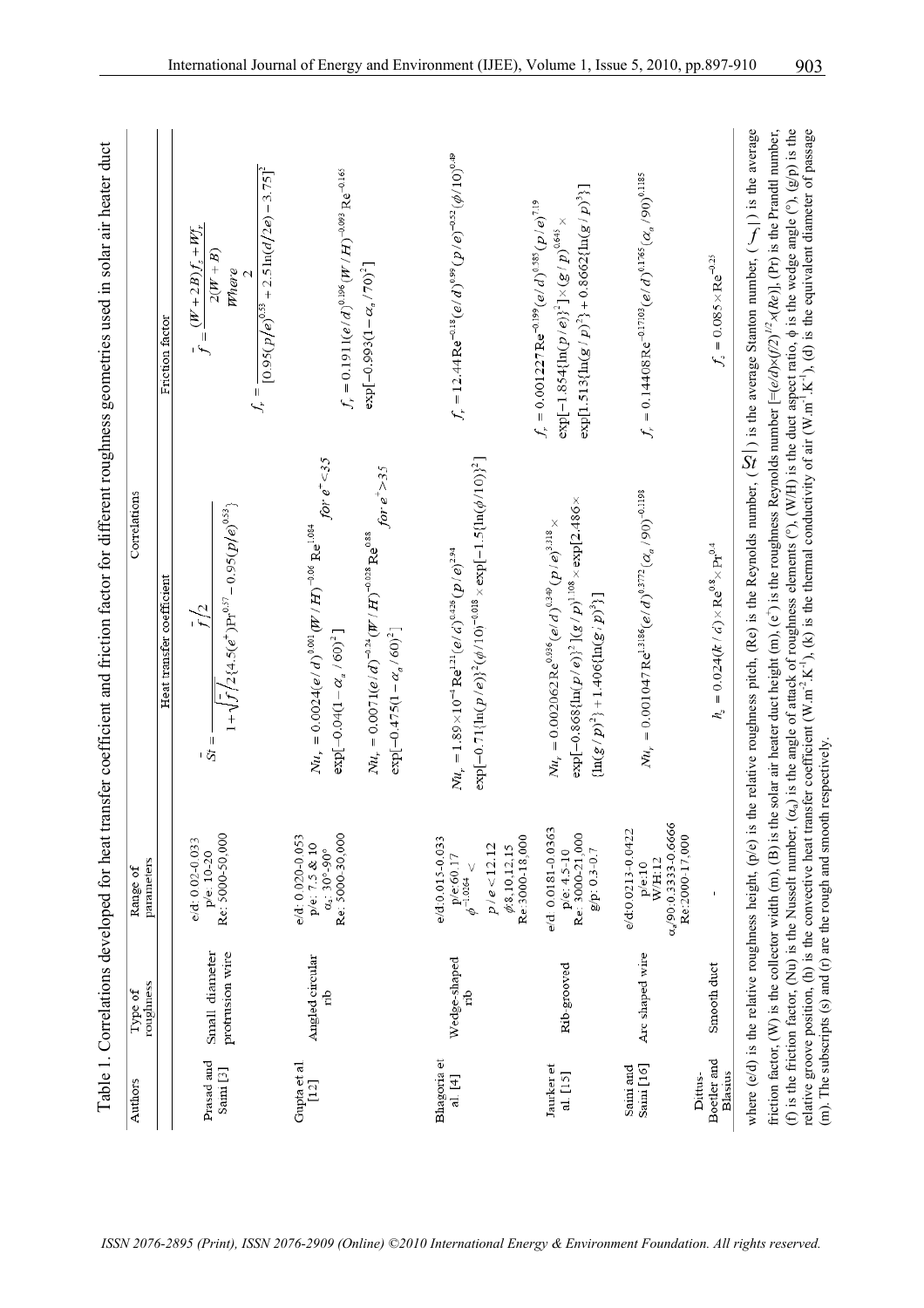Table 1. Correlations developed for heat transfer coefficient and friction factor for different roughness geometries used in solar air heater duct

| Authors | Type of roughness | Range of parameters | Correlations: Heat transfer coefficient | Correlations: Friction factor |
|---|---|---|---|---|
| Prasad and Saini [3] | Small diameter protrusion wire | e/d: 0.02-0.033<br>p/e: 10-20<br>Re: 5000-50,000 | $\bar{St} = \dfrac{\bar{f}/2}{1+\sqrt{\bar{f}/2}\{4.5(e^+)^{0.28}\Pr^{0.57} - 0.95(p/e)^{0.53}\}}$ | $\bar{f} = \dfrac{(W+2B)f_s + Wf_r}{2(W+B)}$<br>Where<br>$f_r = \dfrac{2}{[0.95(p/e)^{0.53} + 2.5\ln(d/2e) - 3.75]^2}$ |
| Gupta et al [12] | Angled circular rib | e/d: 0.020-0.053<br>p/e: 7.5 & 10<br>$\alpha_a$: 30°-90°<br>Re: 5000-30,000 | $Nu_r = 0.0024(e/d)^{0.001}(W/H)^{-0.06}\,\mathrm{Re}^{1.084}\exp[-0.04(1-\alpha_a/60)^2]$ for $e^+ < 35$<br>$Nu_r = 0.0071(e/d)^{-0.24}(W/H)^{-0.028}\,\mathrm{Re}^{0.88}\exp[-0.475(1-\alpha_a/60)^2]$ for $e^+ > 35$ | $f_r = 0.1911(e/d)^{0.196}(W/H)^{-0.093}\,\mathrm{Re}^{-0.165}\exp[-0.993(1-\alpha_a/70)^2]$ |
| Bhagoria et al. [4] | Wedge-shaped rib | e/d: 0.015-0.033<br>p/e: $60.17\,\phi^{-1.0264} <$<br>$p/e < 12.12$<br>$\phi$: 8, 10, 12, 15<br>Re: 3000-18,000 | $Nu_r = 1.89\times10^{-4}\,\mathrm{Re}^{1.21}(e/d)^{0.426}(p/e)^{2.94}\exp[-0.71\{\ln(p/e)\}^2(\phi/10)^{-0.018}\times\exp[-1.5\{\ln(\phi/10)\}^2]$ | $f_r = 12.44\,\mathrm{Re}^{-0.18}(e/d)^{0.99}(p/e)^{-0.52}(\phi/10)^{0.49}$ |
| Jaurker et al. [15] | Rib-grooved | e/d: 0.0181-0.0363<br>p/e: 4.5-10<br>Re: 3000-21,000<br>g/p: 0.3-0.7 | $Nu_r = 0.002062\,\mathrm{Re}^{0.936}(e/d)^{0.349}(p/e)^{3.318}\times\exp[-0.868\{\ln(p/e)\}^2](g/p)^{1.108}\times\exp[2.486\times\{\ln(g/p)^2\}+1.406\{\ln(g/p)^3\}]$ | $f_r = 0.001227\,\mathrm{Re}^{-0.199}(e/d)^{0.585}(p/e)^{7.19}\exp[-1.854\{\ln(p/e)\}^2]\times(g/p)^{0.645}\times\exp[1.513\{\ln(g/p)^2\}+0.8662\{\ln(g/p)^3\}]$ |
| Saini and Saini [16] | Arc shaped wire | e/d: 0.0213-0.0422<br>p/e: 10<br>W/H: 12<br>$\alpha_a$/90: 0.3333-0.6666<br>Re: 2000-17,000 | $Nu_r = 0.001047\,\mathrm{Re}^{1.3186}(e/d)^{0.3772}(\alpha_a/90)^{-0.1198}$ | $f_r = 0.14408\,\mathrm{Re}^{-0.17103}(e/d)^{0.1765}(\alpha_a/90)^{0.1185}$ |
| Dittus-Boelter and Blasius | Smooth duct | - | $h_s = 0.024(k/d)\times\mathrm{Re}^{0.8}\times\Pr^{0.4}$ | $f_s = 0.085\times\mathrm{Re}^{-0.25}$ |

where (e/d) is the relative roughness height, (p/e) is the relative roughness pitch, (Re) is the Reynolds number, ($\bar{St}$) is the average Stanton number, ($\bar{f}$) is the average friction factor, (W) is the collector width (m), (B) is the solar air heater duct height (m), ($e^+$) is the roughness Reynolds number $[=(e/d)\times(f/2)^{1/2}\times(Re)]$, (Pr) is the Prandtl number, (f) is the friction factor, (Nu) is the Nusselt number, ($\alpha_a$) is the angle of attack of roughness elements (°), (W/H) is the duct aspect ratio, $\phi$ is the wedge angle (°), (g/p) is the relative groove position, (h) is the convective heat transfer coefficient (W.m$^{-2}$.K$^{-1}$), (k) is the thermal conductivity of air (W.m$^{-1}$.K$^{-1}$), (d) is the equivalent diameter of passage (m). The subscripts (s) and (r) are the rough and smooth respectively.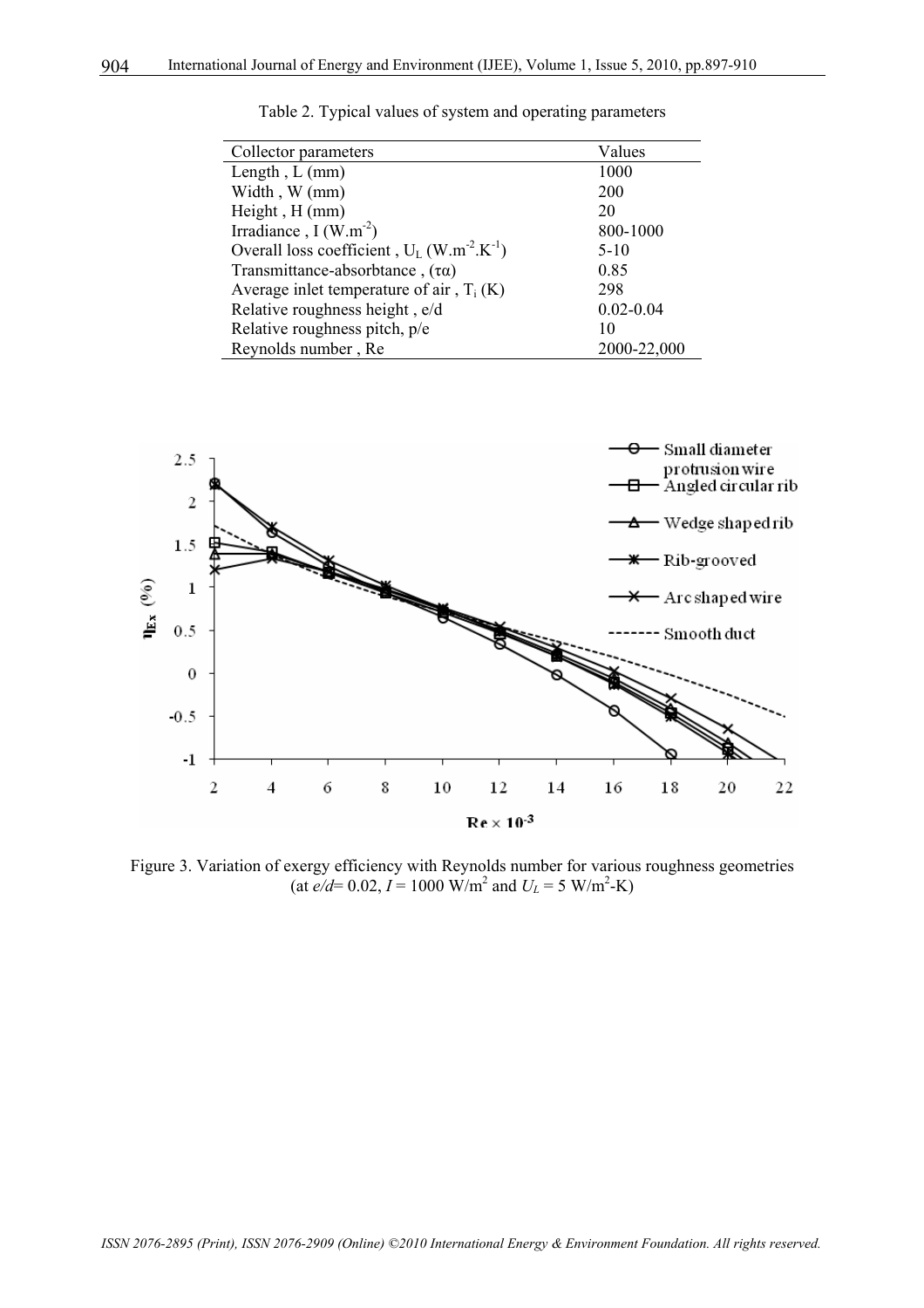Table 2. Typical values of system and operating parameters

| Collector parameters | Values |
|---|---|
| Length , L (mm) | 1000 |
| Width , W (mm) | 200 |
| Height , H (mm) | 20 |
| Irradiance , I ($W.m^{-2}$) | 800-1000 |
| Overall loss coefficient , $U_L$ ($W.m^{-2}.K^{-1}$) | 5-10 |
| Transmittance-absorbtance , ($\tau\alpha$) | 0.85 |
| Average inlet temperature of air , $T_i$ (K) | 298 |
| Relative roughness height , e/d | 0.02-0.04 |
| Relative roughness pitch, p/e | 10 |
| Reynolds number , Re | 2000-22,000 |

Figure 3. Variation of exergy efficiency with Reynolds number for various roughness geometries (at $e/d$= 0.02, $I$ = 1000 W/m$^2$ and $U_L$ = 5 W/m$^2$-K)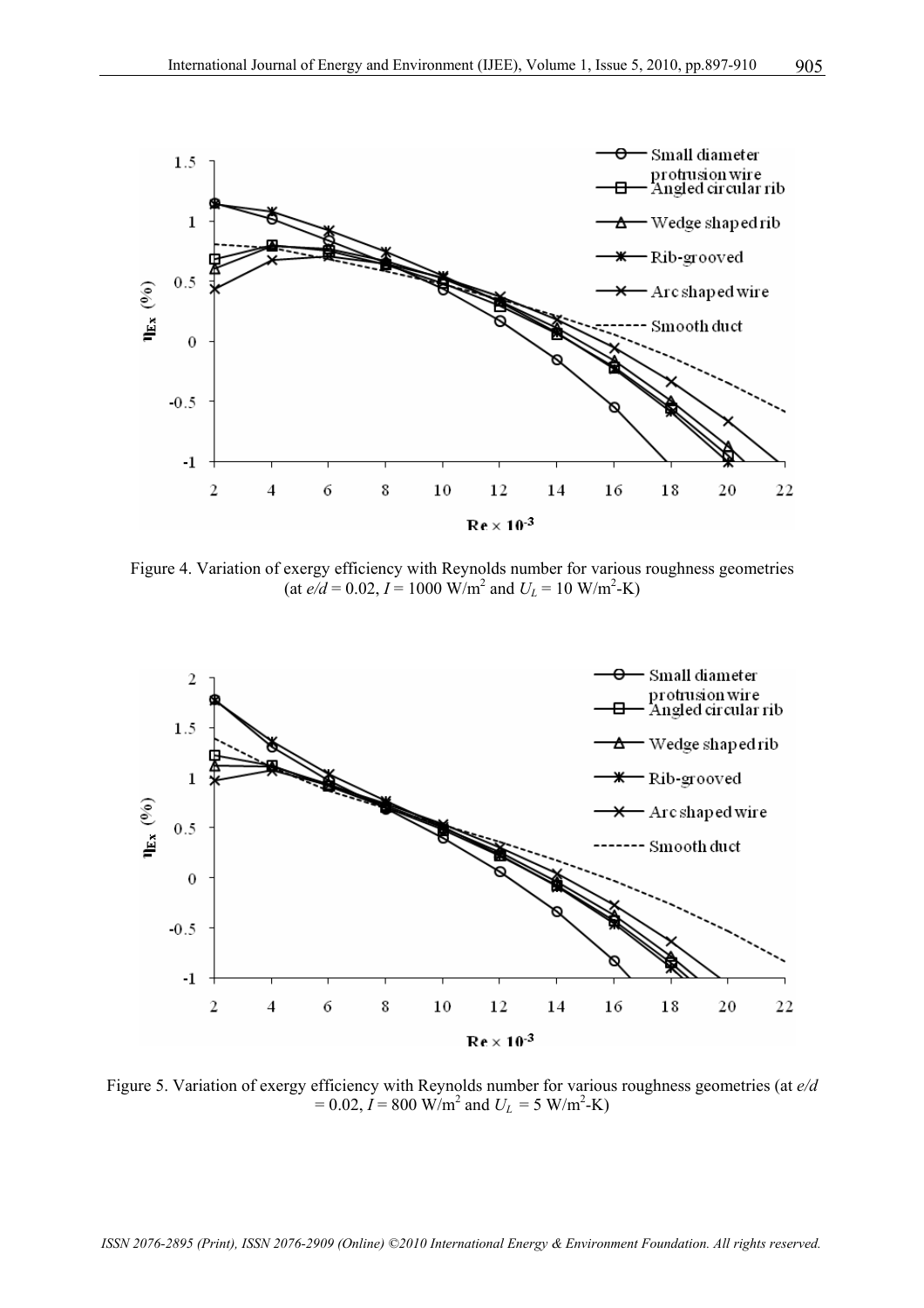Figure 4. Variation of exergy efficiency with Reynolds number for various roughness geometries (at $e/d$ = 0.02, $I$ = 1000 W/m$^2$ and $U_L$ = 10 W/m$^2$-K)

Figure 5. Variation of exergy efficiency with Reynolds number for various roughness geometries (at $e/d$ = 0.02, $I$ = 800 W/m$^2$ and $U_L$ = 5 W/m$^2$-K)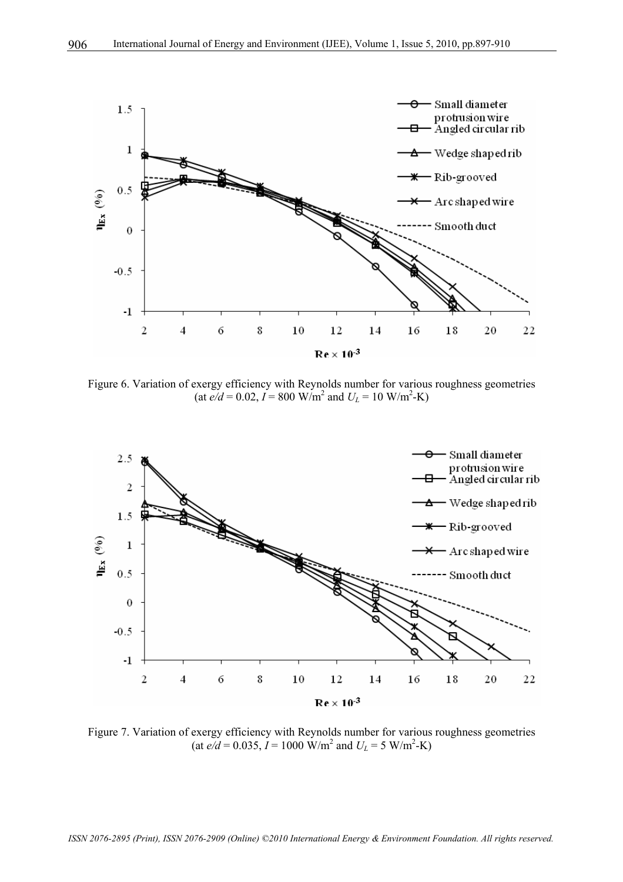Figure 6. Variation of exergy efficiency with Reynolds number for various roughness geometries (at $e/d$ = 0.02, $I$ = 800 W/m$^2$ and $U_L$ = 10 W/m$^2$-K)

Figure 7. Variation of exergy efficiency with Reynolds number for various roughness geometries (at $e/d$ = 0.035, $I$ = 1000 W/m$^2$ and $U_L$ = 5 W/m$^2$-K)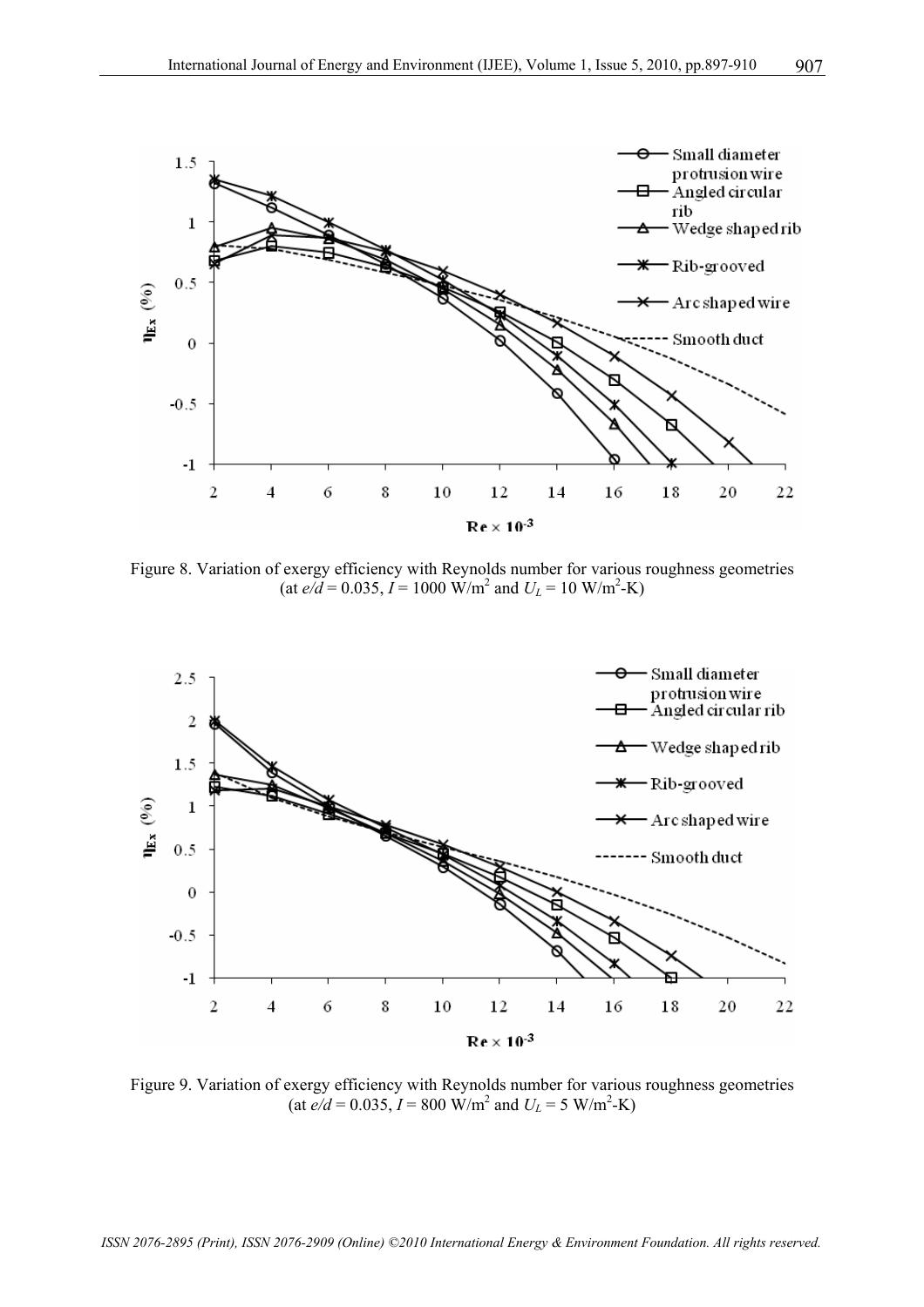Figure 8. Variation of exergy efficiency with Reynolds number for various roughness geometries (at $e/d$ = 0.035, $I$ = 1000 W/m$^2$ and $U_L$ = 10 W/m$^2$-K)

Figure 9. Variation of exergy efficiency with Reynolds number for various roughness geometries (at $e/d$ = 0.035, $I$ = 800 W/m$^2$ and $U_L$ = 5 W/m$^2$-K)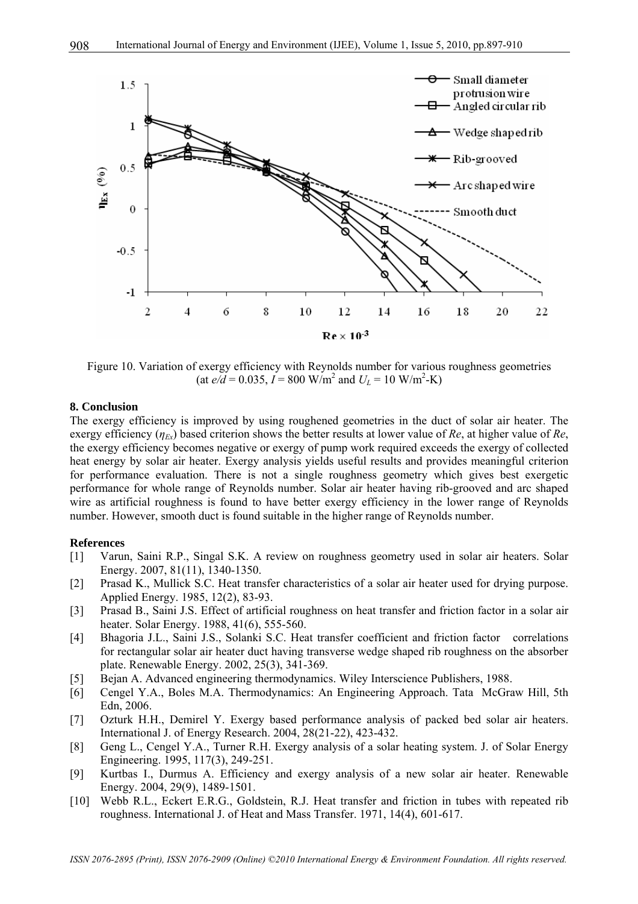Figure 10. Variation of exergy efficiency with Reynolds number for various roughness geometries (at $e/d$ = 0.035, $I$ = 800 W/m$^2$ and $U_L$ = 10 W/m$^2$-K)

## 8. Conclusion

The exergy efficiency is improved by using roughened geometries in the duct of solar air heater. The exergy efficiency ($\eta_{Ex}$) based criterion shows the better results at lower value of $Re$, at higher value of $Re$, the exergy efficiency becomes negative or exergy of pump work required exceeds the exergy of collected heat energy by solar air heater. Exergy analysis yields useful results and provides meaningful criterion for performance evaluation. There is not a single roughness geometry which gives best exergetic performance for whole range of Reynolds number. Solar air heater having rib-grooved and arc shaped wire as artificial roughness is found to have better exergy efficiency in the lower range of Reynolds number. However, smooth duct is found suitable in the higher range of Reynolds number.

## References

[1] Varun, Saini R.P., Singal S.K. A review on roughness geometry used in solar air heaters. Solar Energy. 2007, 81(11), 1340-1350.

[2] Prasad K., Mullick S.C. Heat transfer characteristics of a solar air heater used for drying purpose. Applied Energy. 1985, 12(2), 83-93.

[3] Prasad B., Saini J.S. Effect of artificial roughness on heat transfer and friction factor in a solar air heater. Solar Energy. 1988, 41(6), 555-560.

[4] Bhagoria J.L., Saini J.S., Solanki S.C. Heat transfer coefficient and friction factor correlations for rectangular solar air heater duct having transverse wedge shaped rib roughness on the absorber plate. Renewable Energy. 2002, 25(3), 341-369.

[5] Bejan A. Advanced engineering thermodynamics. Wiley Interscience Publishers, 1988.

[6] Cengel Y.A., Boles M.A. Thermodynamics: An Engineering Approach. Tata McGraw Hill, 5th Edn, 2006.

[7] Ozturk H.H., Demirel Y. Exergy based performance analysis of packed bed solar air heaters. International J. of Energy Research. 2004, 28(21-22), 423-432.

[8] Geng L., Cengel Y.A., Turner R.H. Exergy analysis of a solar heating system. J. of Solar Energy Engineering. 1995, 117(3), 249-251.

[9] Kurtbas I., Durmus A. Efficiency and exergy analysis of a new solar air heater. Renewable Energy. 2004, 29(9), 1489-1501.

[10] Webb R.L., Eckert E.R.G., Goldstein, R.J. Heat transfer and friction in tubes with repeated rib roughness. International J. of Heat and Mass Transfer. 1971, 14(4), 601-617.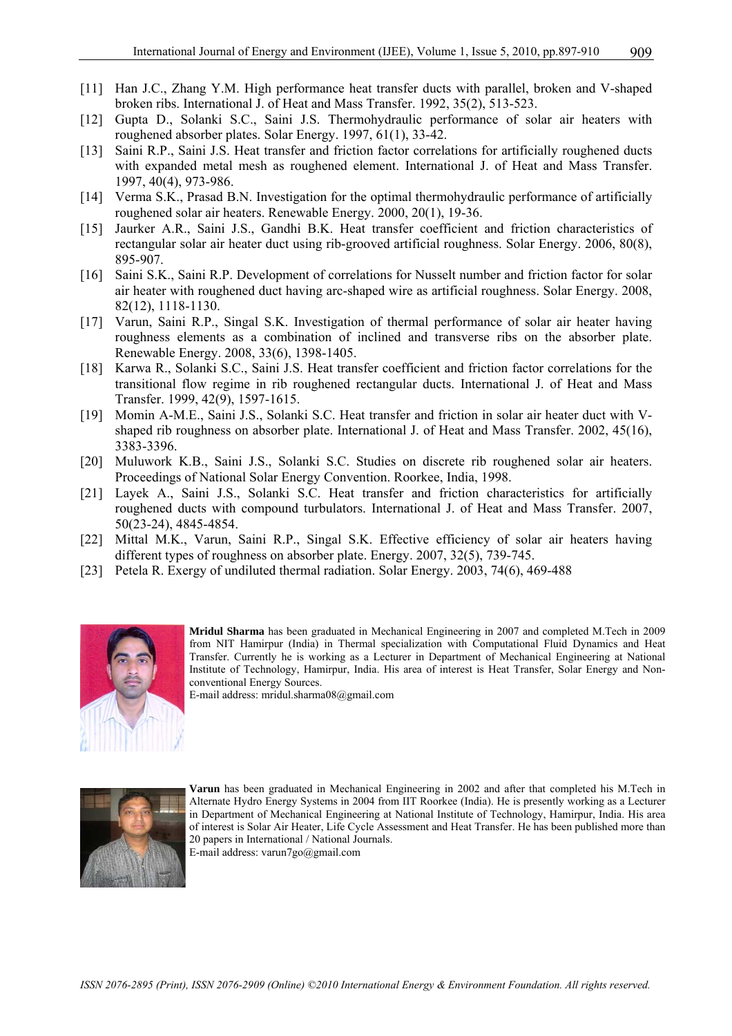[11] Han J.C., Zhang Y.M. High performance heat transfer ducts with parallel, broken and V-shaped broken ribs. International J. of Heat and Mass Transfer. 1992, 35(2), 513-523.

[12] Gupta D., Solanki S.C., Saini J.S. Thermohydraulic performance of solar air heaters with roughened absorber plates. Solar Energy. 1997, 61(1), 33-42.

[13] Saini R.P., Saini J.S. Heat transfer and friction factor correlations for artificially roughened ducts with expanded metal mesh as roughened element. International J. of Heat and Mass Transfer. 1997, 40(4), 973-986.

[14] Verma S.K., Prasad B.N. Investigation for the optimal thermohydraulic performance of artificially roughened solar air heaters. Renewable Energy. 2000, 20(1), 19-36.

[15] Jaurker A.R., Saini J.S., Gandhi B.K. Heat transfer coefficient and friction characteristics of rectangular solar air heater duct using rib-grooved artificial roughness. Solar Energy. 2006, 80(8), 895-907.

[16] Saini S.K., Saini R.P. Development of correlations for Nusselt number and friction factor for solar air heater with roughened duct having arc-shaped wire as artificial roughness. Solar Energy. 2008, 82(12), 1118-1130.

[17] Varun, Saini R.P., Singal S.K. Investigation of thermal performance of solar air heater having roughness elements as a combination of inclined and transverse ribs on the absorber plate. Renewable Energy. 2008, 33(6), 1398-1405.

[18] Karwa R., Solanki S.C., Saini J.S. Heat transfer coefficient and friction factor correlations for the transitional flow regime in rib roughened rectangular ducts. International J. of Heat and Mass Transfer. 1999, 42(9), 1597-1615.

[19] Momin A-M.E., Saini J.S., Solanki S.C. Heat transfer and friction in solar air heater duct with V-shaped rib roughness on absorber plate. International J. of Heat and Mass Transfer. 2002, 45(16), 3383-3396.

[20] Muluwork K.B., Saini J.S., Solanki S.C. Studies on discrete rib roughened solar air heaters. Proceedings of National Solar Energy Convention. Roorkee, India, 1998.

[21] Layek A., Saini J.S., Solanki S.C. Heat transfer and friction characteristics for artificially roughened ducts with compound turbulators. International J. of Heat and Mass Transfer. 2007, 50(23-24), 4845-4854.

[22] Mittal M.K., Varun, Saini R.P., Singal S.K. Effective efficiency of solar air heaters having different types of roughness on absorber plate. Energy. 2007, 32(5), 739-745.

[23] Petela R. Exergy of undiluted thermal radiation. Solar Energy. 2003, 74(6), 469-488

**Mridul Sharma** has been graduated in Mechanical Engineering in 2007 and completed M.Tech in 2009 from NIT Hamirpur (India) in Thermal specialization with Computational Fluid Dynamics and Heat Transfer. Currently he is working as a Lecturer in Department of Mechanical Engineering at National Institute of Technology, Hamirpur, India. His area of interest is Heat Transfer, Solar Energy and Non-conventional Energy Sources.
E-mail address: mridul.sharma08@gmail.com

**Varun** has been graduated in Mechanical Engineering in 2002 and after that completed his M.Tech in Alternate Hydro Energy Systems in 2004 from IIT Roorkee (India). He is presently working as a Lecturer in Department of Mechanical Engineering at National Institute of Technology, Hamirpur, India. His area of interest is Solar Air Heater, Life Cycle Assessment and Heat Transfer. He has been published more than 20 papers in International / National Journals.
E-mail address: varun7go@gmail.com